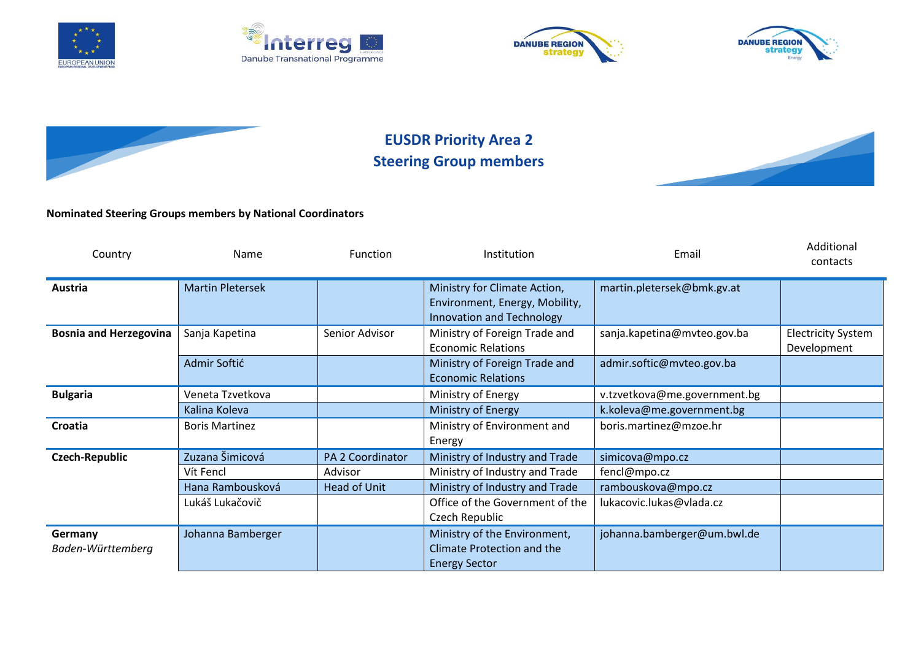# EUSDR Priority Area 2
# Steering Group members

**Nominated Steering Groups members by National Coordinators**

| Country | Name | Function | Institution | Email | Additional contacts |
|---|---|---|---|---|---|
| **Austria** | Martin Pletersek | | Ministry for Climate Action, Environment, Energy, Mobility, Innovation and Technology | martin.pletersek@bmk.gv.at | |
| **Bosnia and Herzegovina** | Sanja Kapetina | Senior Advisor | Ministry of Foreign Trade and Economic Relations | sanja.kapetina@mvteo.gov.ba | Electricity System Development |
| | Admir Softić | | Ministry of Foreign Trade and Economic Relations | admir.softic@mvteo.gov.ba | |
| **Bulgaria** | Veneta Tzvetkova | | Ministry of Energy | v.tzvetkova@me.government.bg | |
| | Kalina Koleva | | Ministry of Energy | k.koleva@me.government.bg | |
| **Croatia** | Boris Martinez | | Ministry of Environment and Energy | boris.martinez@mzoe.hr | |
| **Czech-Republic** | Zuzana Šimicová | PA 2 Coordinator | Ministry of Industry and Trade | simicova@mpo.cz | |
| | Vít Fencl | Advisor | Ministry of Industry and Trade | fencl@mpo.cz | |
| | Hana Rambousková | Head of Unit | Ministry of Industry and Trade | rambouskova@mpo.cz | |
| | Lukáš Lukačovič | | Office of the Government of the Czech Republic | lukacovic.lukas@vlada.cz | |
| **Germany** *Baden-Württemberg* | Johanna Bamberger | | Ministry of the Environment, Climate Protection and the Energy Sector | johanna.bamberger@um.bwl.de | |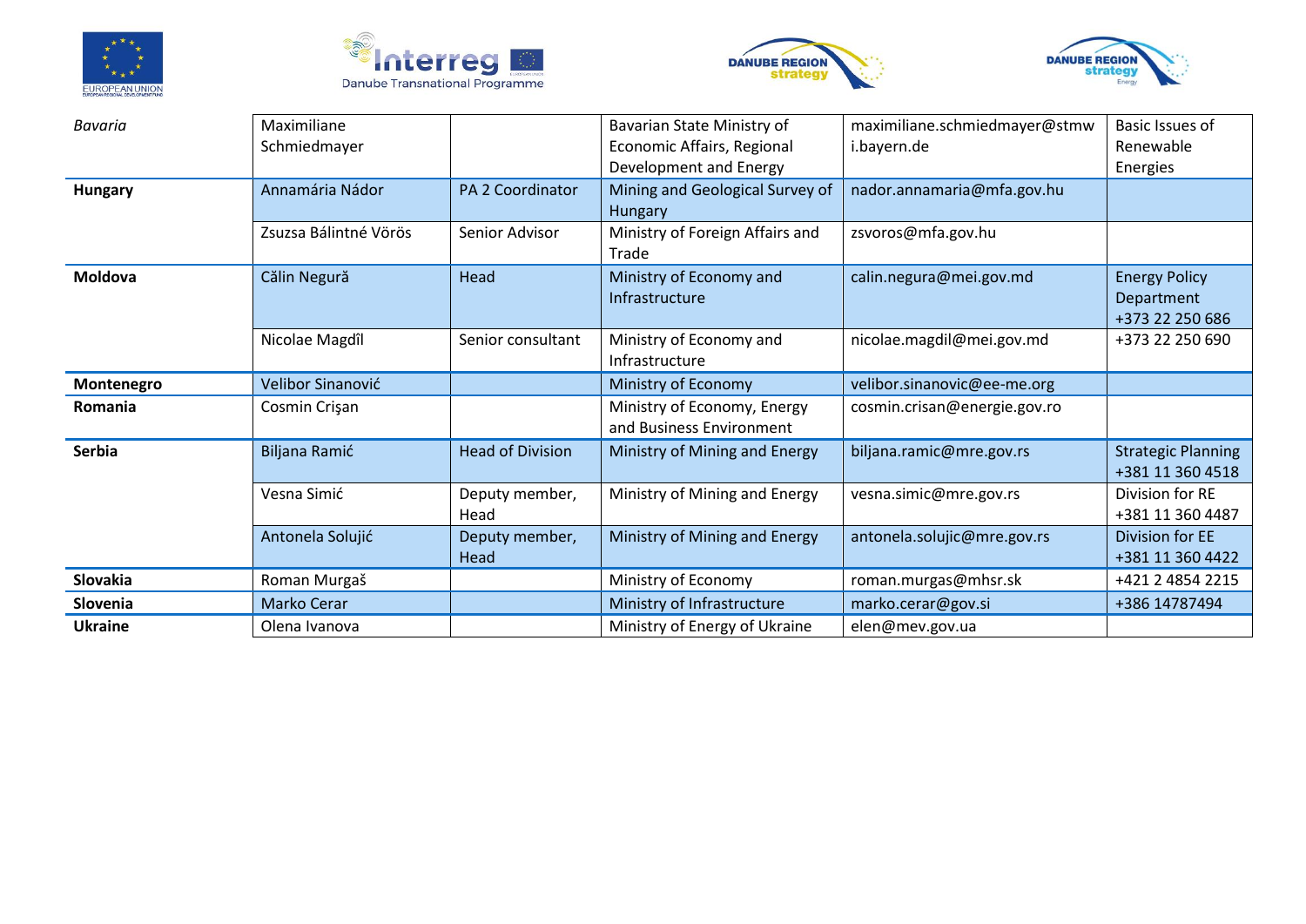| | | | | | |
|---|---|---|---|---|---|
| *Bavaria* | Maximiliane Schmiedmayer | | Bavarian State Ministry of Economic Affairs, Regional Development and Energy | maximiliane.schmiedmayer@stmwi.bayern.de | Basic Issues of Renewable Energies |
| **Hungary** | Annamária Nádor | PA 2 Coordinator | Mining and Geological Survey of Hungary | nador.annamaria@mfa.gov.hu | |
| | Zsuzsa Bálintné Vörös | Senior Advisor | Ministry of Foreign Affairs and Trade | zsvoros@mfa.gov.hu | |
| **Moldova** | Călin Negură | Head | Ministry of Economy and Infrastructure | calin.negura@mei.gov.md | Energy Policy Department +373 22 250 686 |
| | Nicolae Magdîl | Senior consultant | Ministry of Economy and Infrastructure | nicolae.magdil@mei.gov.md | +373 22 250 690 |
| **Montenegro** | Velibor Sinanović | | Ministry of Economy | velibor.sinanovic@ee-me.org | |
| **Romania** | Cosmin Crişan | | Ministry of Economy, Energy and Business Environment | cosmin.crisan@energie.gov.ro | |
| **Serbia** | Biljana Ramić | Head of Division | Ministry of Mining and Energy | biljana.ramic@mre.gov.rs | Strategic Planning +381 11 360 4518 |
| | Vesna Simić | Deputy member, Head | Ministry of Mining and Energy | vesna.simic@mre.gov.rs | Division for RE +381 11 360 4487 |
| | Antonela Solujić | Deputy member, Head | Ministry of Mining and Energy | antonela.solujic@mre.gov.rs | Division for EE +381 11 360 4422 |
| **Slovakia** | Roman Murgaš | | Ministry of Economy | roman.murgas@mhsr.sk | +421 2 4854 2215 |
| **Slovenia** | Marko Cerar | | Ministry of Infrastructure | marko.cerar@gov.si | +386 14787494 |
| **Ukraine** | Olena Ivanova | | Ministry of Energy of Ukraine | elen@mev.gov.ua | |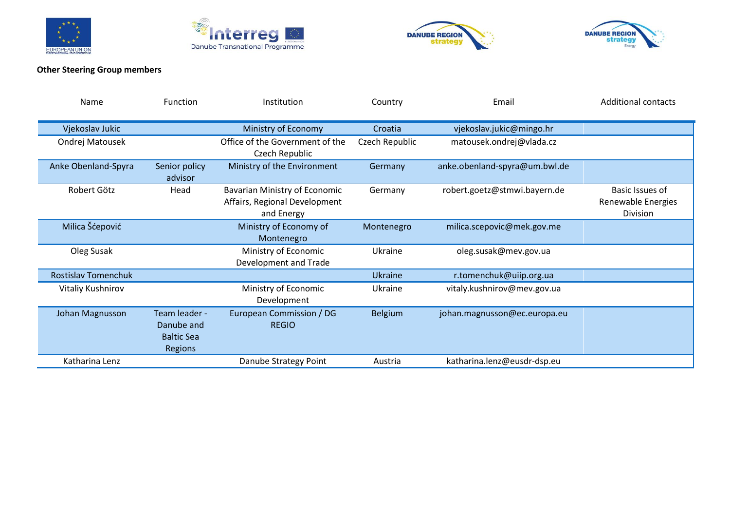**Other Steering Group members**

| Name | Function | Institution | Country | Email | Additional contacts |
|---|---|---|---|---|---|
| Vjekoslav Jukic | | Ministry of Economy | Croatia | vjekoslav.jukic@mingo.hr | |
| Ondrej Matousek | | Office of the Government of the Czech Republic | Czech Republic | matousek.ondrej@vlada.cz | |
| Anke Obenland-Spyra | Senior policy advisor | Ministry of the Environment | Germany | anke.obenland-spyra@um.bwl.de | |
| Robert Götz | Head | Bavarian Ministry of Economic Affairs, Regional Development and Energy | Germany | robert.goetz@stmwi.bayern.de | Basic Issues of Renewable Energies Division |
| Milica Šćepović | | Ministry of Economy of Montenegro | Montenegro | milica.scepovic@mek.gov.me | |
| Oleg Susak | | Ministry of Economic Development and Trade | Ukraine | oleg.susak@mev.gov.ua | |
| Rostislav Tomenchuk | | | Ukraine | r.tomenchuk@uiip.org.ua | |
| Vitaliy Kushnirov | | Ministry of Economic Development | Ukraine | vitaly.kushnirov@mev.gov.ua | |
| Johan Magnusson | Team leader - Danube and Baltic Sea Regions | European Commission / DG REGIO | Belgium | johan.magnusson@ec.europa.eu | |
| Katharina Lenz | | Danube Strategy Point | Austria | katharina.lenz@eusdr-dsp.eu | |